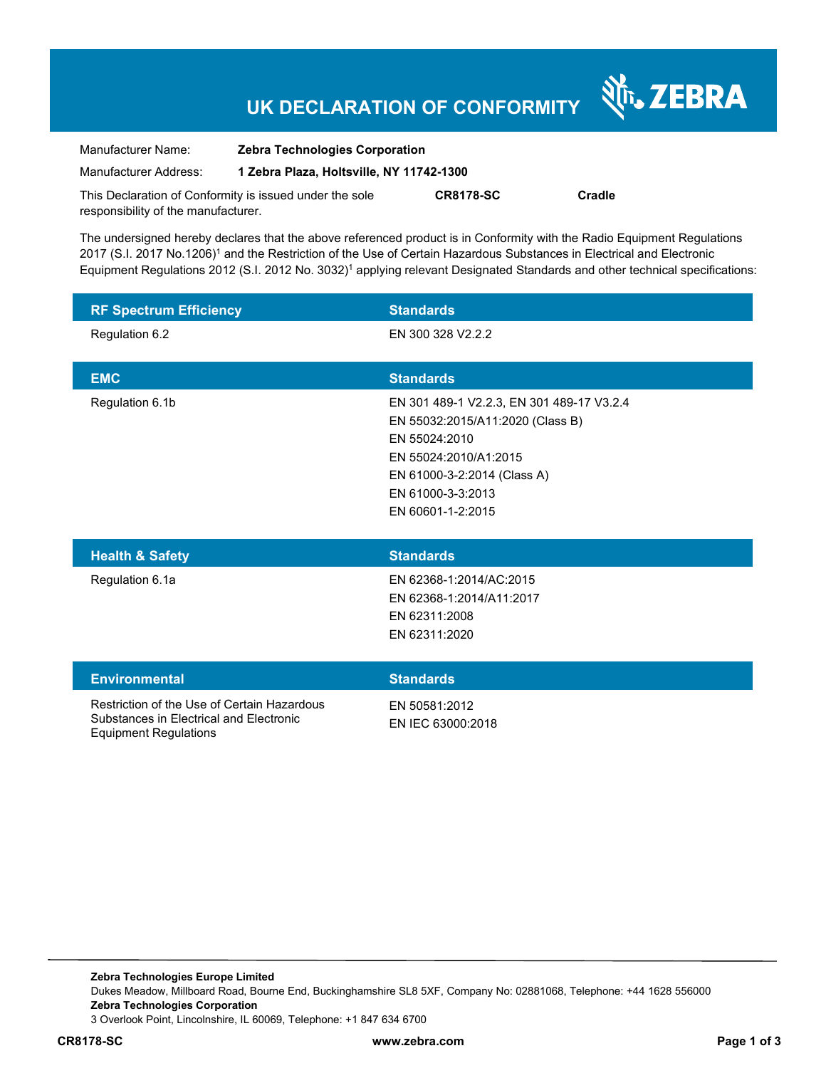# UK DECLARATION OF CONFORMITY

ZEBRA

| | |
|---|---|
| Manufacturer Name: | **Zebra Technologies Corporation** |
| Manufacturer Address: | **1 Zebra Plaza, Holtsville, NY 11742-1300** |

This Declaration of Conformity is issued under the sole responsibility of the manufacturer. **CR8178-SC** **Cradle**

The undersigned hereby declares that the above referenced product is in Conformity with the Radio Equipment Regulations 2017 (S.I. 2017 No.1206)[1] and the Restriction of the Use of Certain Hazardous Substances in Electrical and Electronic Equipment Regulations 2012 (S.I. 2012 No. 3032)[1] applying relevant Designated Standards and other technical specifications:

| RF Spectrum Efficiency | Standards |
|---|---|
| Regulation 6.2 | EN 300 328 V2.2.2 |

| EMC | Standards |
|---|---|
| Regulation 6.1b | EN 301 489-1 V2.2.3, EN 301 489-17 V3.2.4<br>EN 55032:2015/A11:2020 (Class B)<br>EN 55024:2010<br>EN 55024:2010/A1:2015<br>EN 61000-3-2:2014 (Class A)<br>EN 61000-3-3:2013<br>EN 60601-1-2:2015 |

| Health & Safety | Standards |
|---|---|
| Regulation 6.1a | EN 62368-1:2014/AC:2015<br>EN 62368-1:2014/A11:2017<br>EN 62311:2008<br>EN 62311:2020 |

| Environmental | Standards |
|---|---|
| Restriction of the Use of Certain Hazardous Substances in Electrical and Electronic Equipment Regulations | EN 50581:2012<br>EN IEC 63000:2018 |

**Zebra Technologies Europe Limited**
Dukes Meadow, Millboard Road, Bourne End, Buckinghamshire SL8 5XF, Company No: 02881068, Telephone: +44 1628 556000
**Zebra Technologies Corporation**
3 Overlook Point, Lincolnshire, IL 60069, Telephone: +1 847 634 6700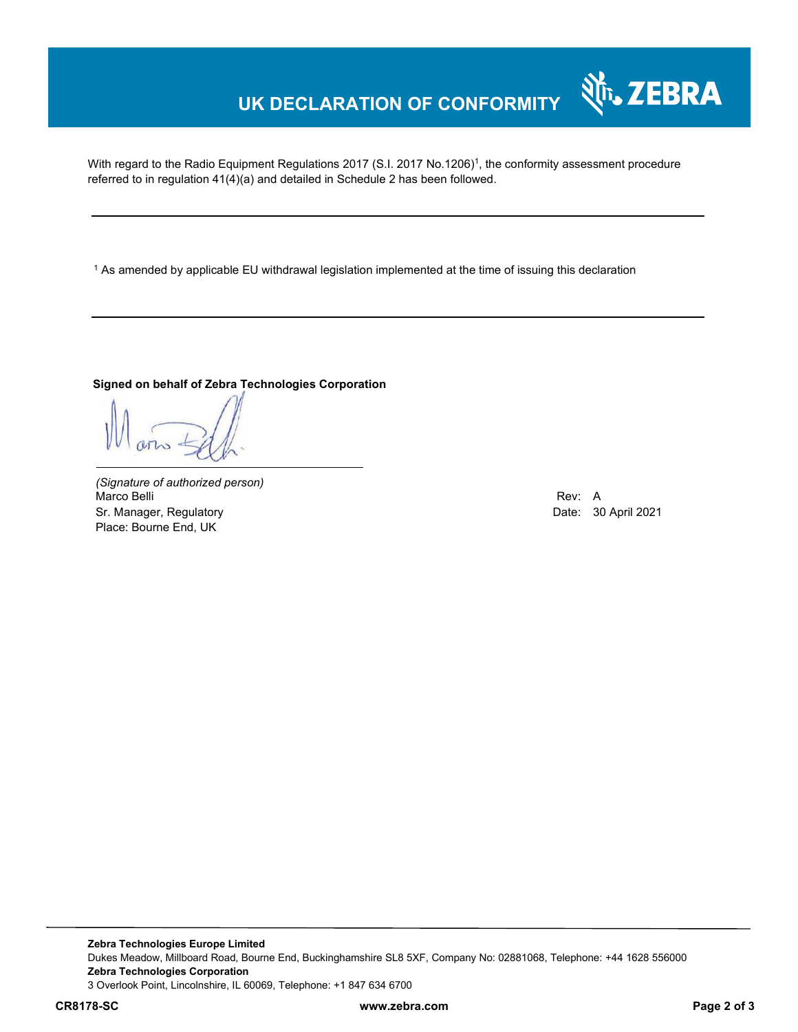# UK DECLARATION OF CONFORMITY

With regard to the Radio Equipment Regulations 2017 (S.I. 2017 No.1206)[1], the conformity assessment procedure referred to in regulation 41(4)(a) and detailed in Schedule 2 has been followed.

---

[1] As amended by applicable EU withdrawal legislation implemented at the time of issuing this declaration

---

**Signed on behalf of Zebra Technologies Corporation**

*(Signature of authorized person)*
Marco Belli
Sr. Manager, Regulatory
Place: Bourne End, UK

Rev: A
Date: 30 April 2021

**Zebra Technologies Europe Limited**
Dukes Meadow, Millboard Road, Bourne End, Buckinghamshire SL8 5XF, Company No: 02881068, Telephone: +44 1628 556000
**Zebra Technologies Corporation**
3 Overlook Point, Lincolnshire, IL 60069, Telephone: +1 847 634 6700

**CR8178-SC** **www.zebra.com**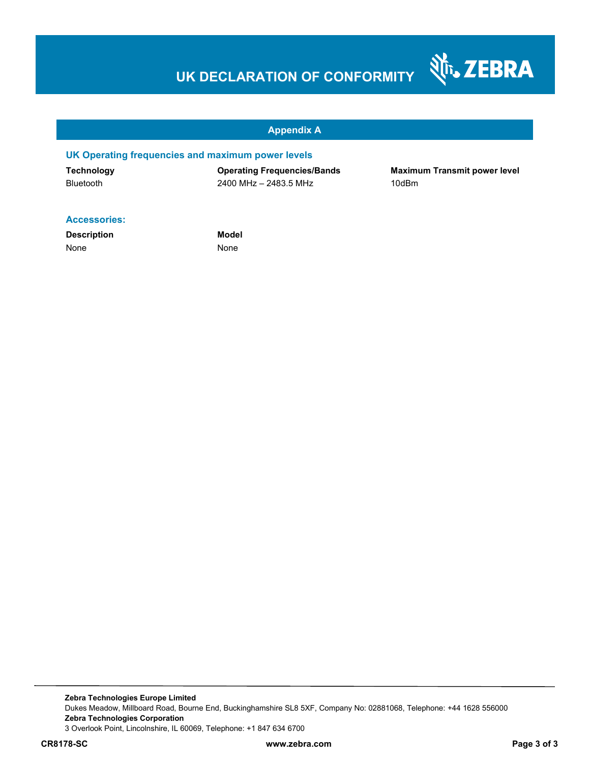# UK DECLARATION OF CONFORMITY

## Appendix A

### UK Operating frequencies and maximum power levels

| Technology | Operating Frequencies/Bands | Maximum Transmit power level |
|---|---|---|
| Bluetooth | 2400 MHz – 2483.5 MHz | 10dBm |

### Accessories:

| Description | Model |
|---|---|
| None | None |

**Zebra Technologies Europe Limited**
Dukes Meadow, Millboard Road, Bourne End, Buckinghamshire SL8 5XF, Company No: 02881068, Telephone: +44 1628 556000
**Zebra Technologies Corporation**
3 Overlook Point, Lincolnshire, IL 60069, Telephone: +1 847 634 6700

**CR8178-SC** **www.zebra.com**